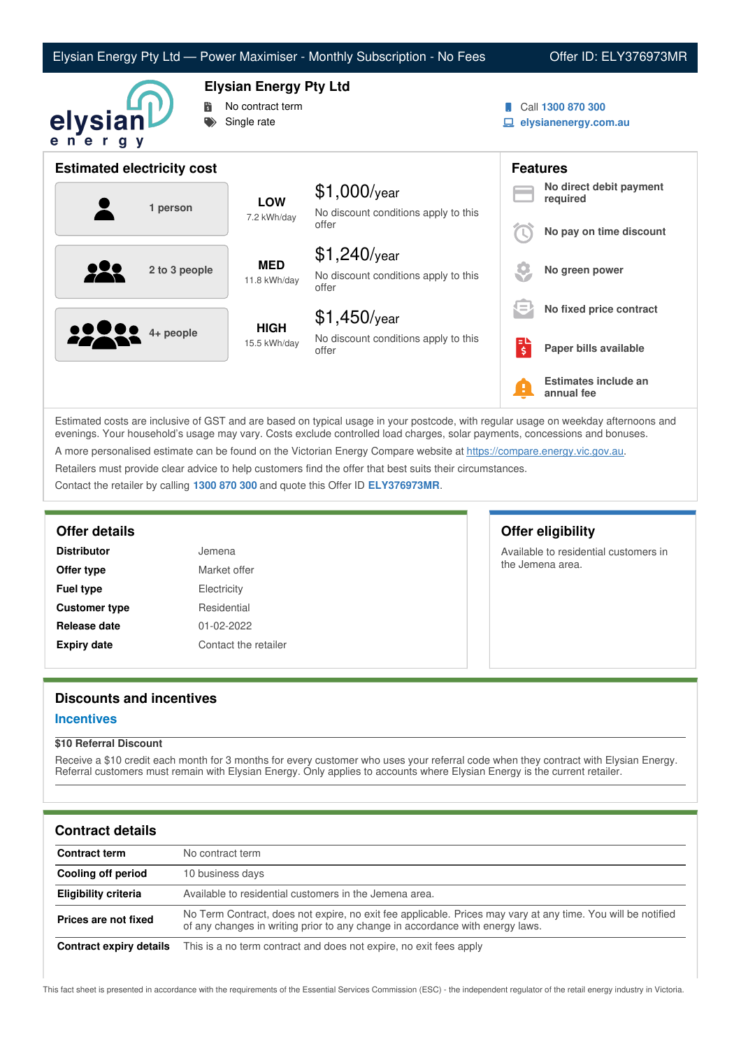# Elysian Energy Pty Ltd — Power Maximiser - Monthly Subscription - No Fees

Offer ID: ELY376973MR

## Elysian Energy Pty Ltd

- No contract term
- Single rate

Call **1300 870 300**
**elysianenergy.com.au**

## Estimated electricity cost

| Household | Usage | Estimated cost |
|---|---|---|
| 1 person | **LOW** 7.2 kWh/day | $1,000/year<br>No discount conditions apply to this offer |
| 2 to 3 people | **MED** 11.8 kWh/day | $1,240/year<br>No discount conditions apply to this offer |
| 4+ people | **HIGH** 15.5 kWh/day | $1,450/year<br>No discount conditions apply to this offer |

## Features

- **No direct debit payment required**
- **No pay on time discount**
- **No green power**
- **No fixed price contract**
- **Paper bills available**
- **Estimates include an annual fee**

Estimated costs are inclusive of GST and are based on typical usage in your postcode, with regular usage on weekday afternoons and evenings. Your household's usage may vary. Costs exclude controlled load charges, solar payments, concessions and bonuses.

A more personalised estimate can be found on the Victorian Energy Compare website at https://compare.energy.vic.gov.au.

Retailers must provide clear advice to help customers find the offer that best suits their circumstances.

Contact the retailer by calling **1300 870 300** and quote this Offer ID **ELY376973MR**.

## Offer details

| | |
|---|---|
| **Distributor** | Jemena |
| **Offer type** | Market offer |
| **Fuel type** | Electricity |
| **Customer type** | Residential |
| **Release date** | 01-02-2022 |
| **Expiry date** | Contact the retailer |

## Offer eligibility

Available to residential customers in the Jemena area.

## Discounts and incentives

### Incentives

**$10 Referral Discount**

Receive a $10 credit each month for 3 months for every customer who uses your referral code when they contract with Elysian Energy. Referral customers must remain with Elysian Energy. Only applies to accounts where Elysian Energy is the current retailer.

## Contract details

| | |
|---|---|
| **Contract term** | No contract term |
| **Cooling off period** | 10 business days |
| **Eligibility criteria** | Available to residential customers in the Jemena area. |
| **Prices are not fixed** | No Term Contract, does not expire, no exit fee applicable. Prices may vary at any time. You will be notified of any changes in writing prior to any change in accordance with energy laws. |
| **Contract expiry details** | This is a no term contract and does not expire, no exit fees apply |

This fact sheet is presented in accordance with the requirements of the Essential Services Commission (ESC) - the independent regulator of the retail energy industry in Victoria.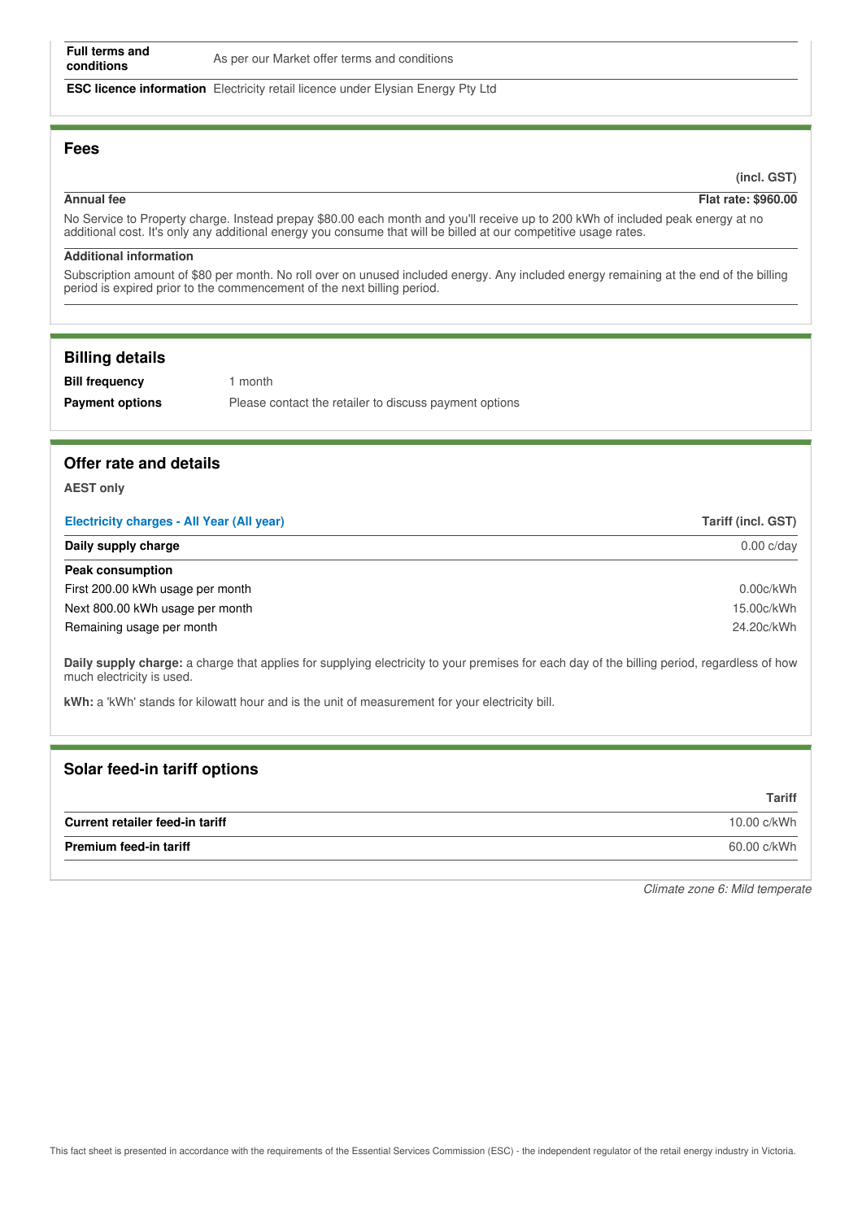| | |
|---|---|
| **Full terms and conditions** | As per our Market offer terms and conditions |
| **ESC licence information** | Electricity retail licence under Elysian Energy Pty Ltd |

## Fees

| | (incl. GST) |
|---|---|
| **Annual fee** | **Flat rate: $960.00** |

No Service to Property charge. Instead prepay $80.00 each month and you'll receive up to 200 kWh of included peak energy at no additional cost. It's only any additional energy you consume that will be billed at our competitive usage rates.

**Additional information**

Subscription amount of $80 per month. No roll over on unused included energy. Any included energy remaining at the end of the billing period is expired prior to the commencement of the next billing period.

## Billing details

| | |
|---|---|
| **Bill frequency** | 1 month |
| **Payment options** | Please contact the retailer to discuss payment options |

## Offer rate and details

**AEST only**

| Electricity charges - All Year (All year) | Tariff (incl. GST) |
|---|---|
| **Daily supply charge** | 0.00 c/day |
| **Peak consumption** | |
| First 200.00 kWh usage per month | 0.00c/kWh |
| Next 800.00 kWh usage per month | 15.00c/kWh |
| Remaining usage per month | 24.20c/kWh |

**Daily supply charge:** a charge that applies for supplying electricity to your premises for each day of the billing period, regardless of how much electricity is used.

**kWh:** a 'kWh' stands for kilowatt hour and is the unit of measurement for your electricity bill.

## Solar feed-in tariff options

| | Tariff |
|---|---|
| **Current retailer feed-in tariff** | 10.00 c/kWh |
| **Premium feed-in tariff** | 60.00 c/kWh |

*Climate zone 6: Mild temperate*

This fact sheet is presented in accordance with the requirements of the Essential Services Commission (ESC) - the independent regulator of the retail energy industry in Victoria.